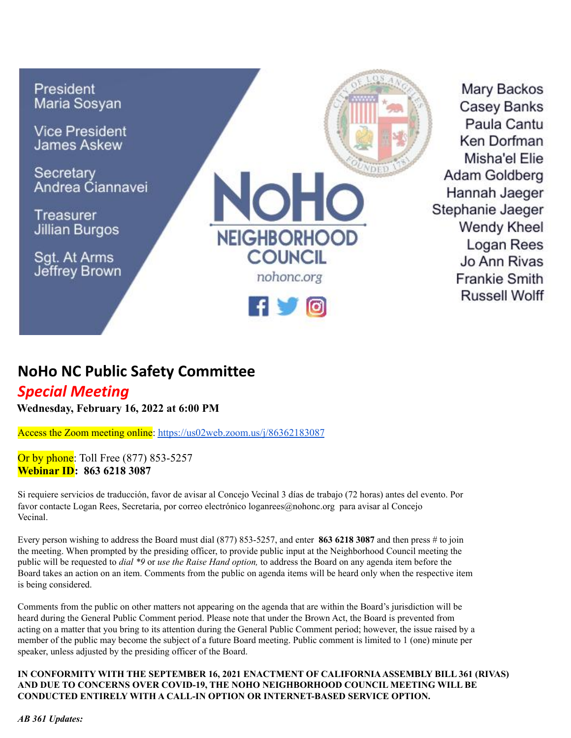President
Maria Sosyan

Vice President
James Askew

Secretary
Andrea Ciannavei

Treasurer
Jillian Burgos

Sgt. At Arms
Jeffrey Brown

NoHo NEIGHBORHOOD COUNCIL
nohonc.org

Mary Backos
Casey Banks
Paula Cantu
Ken Dorfman
Misha'el Elie
Adam Goldberg
Hannah Jaeger
Stephanie Jaeger
Wendy Kheel
Logan Rees
Jo Ann Rivas
Frankie Smith
Russell Wolff

# NoHo NC Public Safety Committee

## *Special Meeting*

**Wednesday, February 16, 2022 at 6:00 PM**

Access the Zoom meeting online: https://us02web.zoom.us/j/86362183087

Or by phone: Toll Free (877) 853-5257
**Webinar ID: 863 6218 3087**

Si requiere servicios de traducción, favor de avisar al Concejo Vecinal 3 días de trabajo (72 horas) antes del evento. Por favor contacte Logan Rees, Secretaria, por correo electrónico loganrees@nohonc.org para avisar al Concejo Vecinal.

Every person wishing to address the Board must dial (877) 853-5257, and enter **863 6218 3087** and then press # to join the meeting. When prompted by the presiding officer, to provide public input at the Neighborhood Council meeting the public will be requested to *dial *9* or *use the Raise Hand option,* to address the Board on any agenda item before the Board takes an action on an item. Comments from the public on agenda items will be heard only when the respective item is being considered.

Comments from the public on other matters not appearing on the agenda that are within the Board's jurisdiction will be heard during the General Public Comment period. Please note that under the Brown Act, the Board is prevented from acting on a matter that you bring to its attention during the General Public Comment period; however, the issue raised by a member of the public may become the subject of a future Board meeting. Public comment is limited to 1 (one) minute per speaker, unless adjusted by the presiding officer of the Board.

**IN CONFORMITY WITH THE SEPTEMBER 16, 2021 ENACTMENT OF CALIFORNIA ASSEMBLY BILL 361 (RIVAS) AND DUE TO CONCERNS OVER COVID-19, THE NOHO NEIGHBORHOOD COUNCIL MEETING WILL BE CONDUCTED ENTIRELY WITH A CALL-IN OPTION OR INTERNET-BASED SERVICE OPTION.**

***AB 361 Updates:***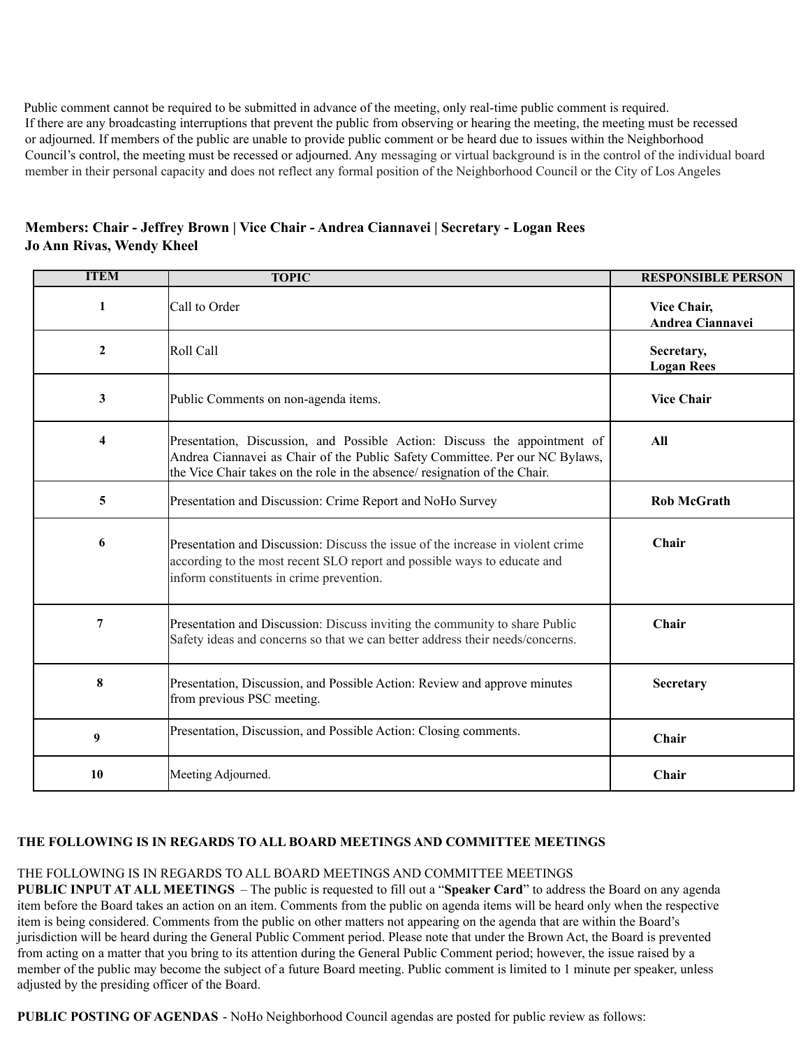Public comment cannot be required to be submitted in advance of the meeting, only real-time public comment is required. If there are any broadcasting interruptions that prevent the public from observing or hearing the meeting, the meeting must be recessed or adjourned. If members of the public are unable to provide public comment or be heard due to issues within the Neighborhood Council's control, the meeting must be recessed or adjourned. Any messaging or virtual background is in the control of the individual board member in their personal capacity and does not reflect any formal position of the Neighborhood Council or the City of Los Angeles

**Members: Chair - Jeffrey Brown | Vice Chair - Andrea Ciannavei | Secretary - Logan Rees**
**Jo Ann Rivas, Wendy Kheel**

| ITEM | TOPIC | RESPONSIBLE PERSON |
|---|---|---|
| 1 | Call to Order | **Vice Chair, Andrea Ciannavei** |
| 2 | Roll Call | **Secretary, Logan Rees** |
| 3 | Public Comments on non-agenda items. | **Vice Chair** |
| 4 | Presentation, Discussion, and Possible Action: Discuss the appointment of Andrea Ciannavei as Chair of the Public Safety Committee. Per our NC Bylaws, the Vice Chair takes on the role in the absence/ resignation of the Chair. | **All** |
| 5 | Presentation and Discussion: Crime Report and NoHo Survey | **Rob McGrath** |
| 6 | Presentation and Discussion: Discuss the issue of the increase in violent crime according to the most recent SLO report and possible ways to educate and inform constituents in crime prevention. | **Chair** |
| 7 | Presentation and Discussion: Discuss inviting the community to share Public Safety ideas and concerns so that we can better address their needs/concerns. | **Chair** |
| 8 | Presentation, Discussion, and Possible Action: Review and approve minutes from previous PSC meeting. | **Secretary** |
| 9 | Presentation, Discussion, and Possible Action: Closing comments. | **Chair** |
| 10 | Meeting Adjourned. | **Chair** |

**THE FOLLOWING IS IN REGARDS TO ALL BOARD MEETINGS AND COMMITTEE MEETINGS**

THE FOLLOWING IS IN REGARDS TO ALL BOARD MEETINGS AND COMMITTEE MEETINGS

**PUBLIC INPUT AT ALL MEETINGS** – The public is requested to fill out a "**Speaker Card**" to address the Board on any agenda item before the Board takes an action on an item. Comments from the public on agenda items will be heard only when the respective item is being considered. Comments from the public on other matters not appearing on the agenda that are within the Board's jurisdiction will be heard during the General Public Comment period. Please note that under the Brown Act, the Board is prevented from acting on a matter that you bring to its attention during the General Public Comment period; however, the issue raised by a member of the public may become the subject of a future Board meeting. Public comment is limited to 1 minute per speaker, unless adjusted by the presiding officer of the Board.

**PUBLIC POSTING OF AGENDAS** - NoHo Neighborhood Council agendas are posted for public review as follows: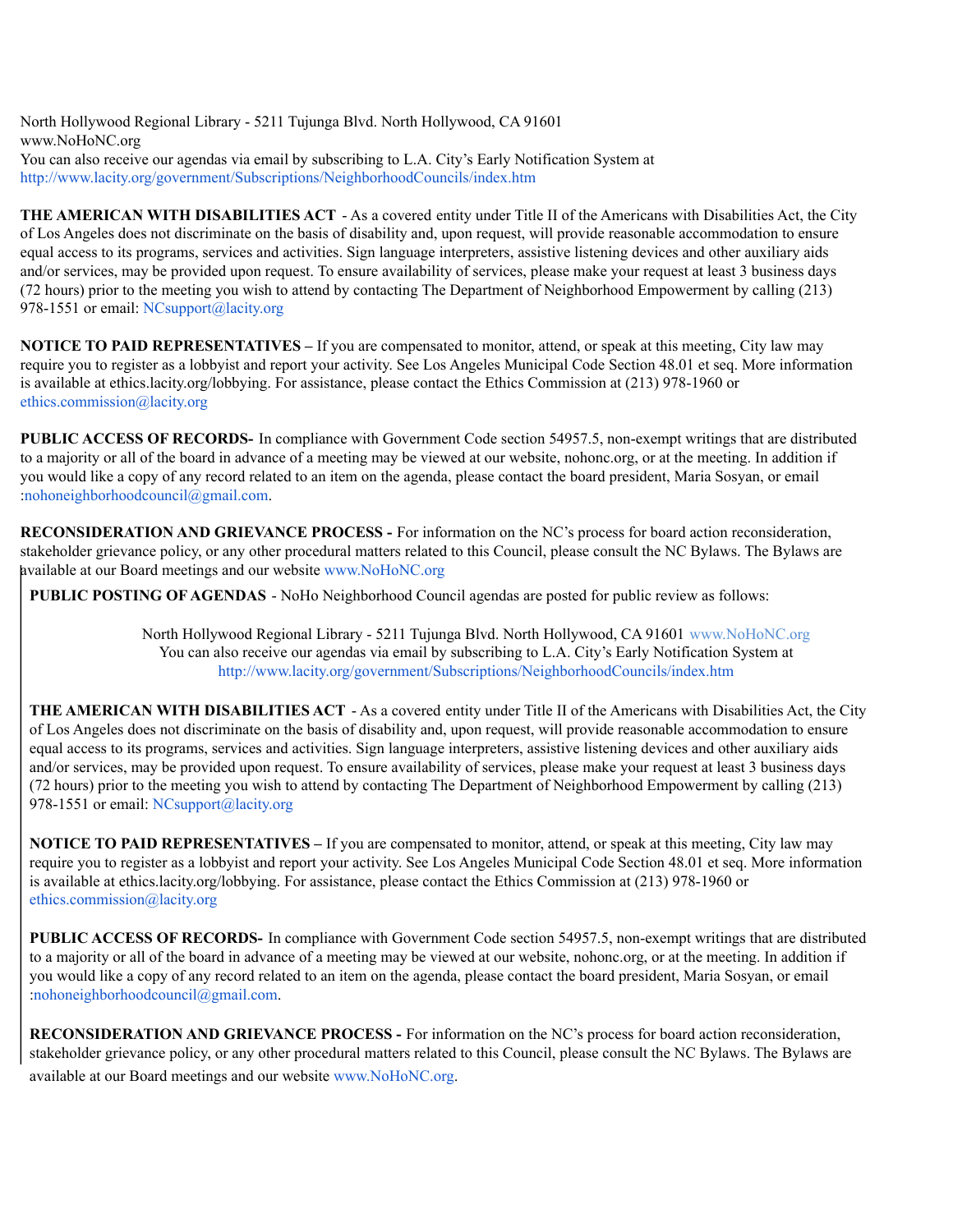North Hollywood Regional Library - 5211 Tujunga Blvd. North Hollywood, CA 91601
www.NoHoNC.org
You can also receive our agendas via email by subscribing to L.A. City's Early Notification System at
http://www.lacity.org/government/Subscriptions/NeighborhoodCouncils/index.htm

**THE AMERICAN WITH DISABILITIES ACT** - As a covered entity under Title II of the Americans with Disabilities Act, the City of Los Angeles does not discriminate on the basis of disability and, upon request, will provide reasonable accommodation to ensure equal access to its programs, services and activities. Sign language interpreters, assistive listening devices and other auxiliary aids and/or services, may be provided upon request. To ensure availability of services, please make your request at least 3 business days (72 hours) prior to the meeting you wish to attend by contacting The Department of Neighborhood Empowerment by calling (213) 978-1551 or email: NCsupport@lacity.org

**NOTICE TO PAID REPRESENTATIVES –** If you are compensated to monitor, attend, or speak at this meeting, City law may require you to register as a lobbyist and report your activity. See Los Angeles Municipal Code Section 48.01 et seq. More information is available at ethics.lacity.org/lobbying. For assistance, please contact the Ethics Commission at (213) 978-1960 or ethics.commission@lacity.org

**PUBLIC ACCESS OF RECORDS-** In compliance with Government Code section 54957.5, non-exempt writings that are distributed to a majority or all of the board in advance of a meeting may be viewed at our website, nohonc.org, or at the meeting. In addition if you would like a copy of any record related to an item on the agenda, please contact the board president, Maria Sosyan, or email :nohoneighborhoodcouncil@gmail.com.

**RECONSIDERATION AND GRIEVANCE PROCESS -** For information on the NC's process for board action reconsideration, stakeholder grievance policy, or any other procedural matters related to this Council, please consult the NC Bylaws. The Bylaws are available at our Board meetings and our website www.NoHoNC.org

**PUBLIC POSTING OF AGENDAS** - NoHo Neighborhood Council agendas are posted for public review as follows:

North Hollywood Regional Library - 5211 Tujunga Blvd. North Hollywood, CA 91601 www.NoHoNC.org
You can also receive our agendas via email by subscribing to L.A. City's Early Notification System at
http://www.lacity.org/government/Subscriptions/NeighborhoodCouncils/index.htm

**THE AMERICAN WITH DISABILITIES ACT** - As a covered entity under Title II of the Americans with Disabilities Act, the City of Los Angeles does not discriminate on the basis of disability and, upon request, will provide reasonable accommodation to ensure equal access to its programs, services and activities. Sign language interpreters, assistive listening devices and other auxiliary aids and/or services, may be provided upon request. To ensure availability of services, please make your request at least 3 business days (72 hours) prior to the meeting you wish to attend by contacting The Department of Neighborhood Empowerment by calling (213) 978-1551 or email: NCsupport@lacity.org

**NOTICE TO PAID REPRESENTATIVES –** If you are compensated to monitor, attend, or speak at this meeting, City law may require you to register as a lobbyist and report your activity. See Los Angeles Municipal Code Section 48.01 et seq. More information is available at ethics.lacity.org/lobbying. For assistance, please contact the Ethics Commission at (213) 978-1960 or ethics.commission@lacity.org

**PUBLIC ACCESS OF RECORDS-** In compliance with Government Code section 54957.5, non-exempt writings that are distributed to a majority or all of the board in advance of a meeting may be viewed at our website, nohonc.org, or at the meeting. In addition if you would like a copy of any record related to an item on the agenda, please contact the board president, Maria Sosyan, or email :nohoneighborhoodcouncil@gmail.com.

**RECONSIDERATION AND GRIEVANCE PROCESS -** For information on the NC's process for board action reconsideration, stakeholder grievance policy, or any other procedural matters related to this Council, please consult the NC Bylaws. The Bylaws are available at our Board meetings and our website www.NoHoNC.org.